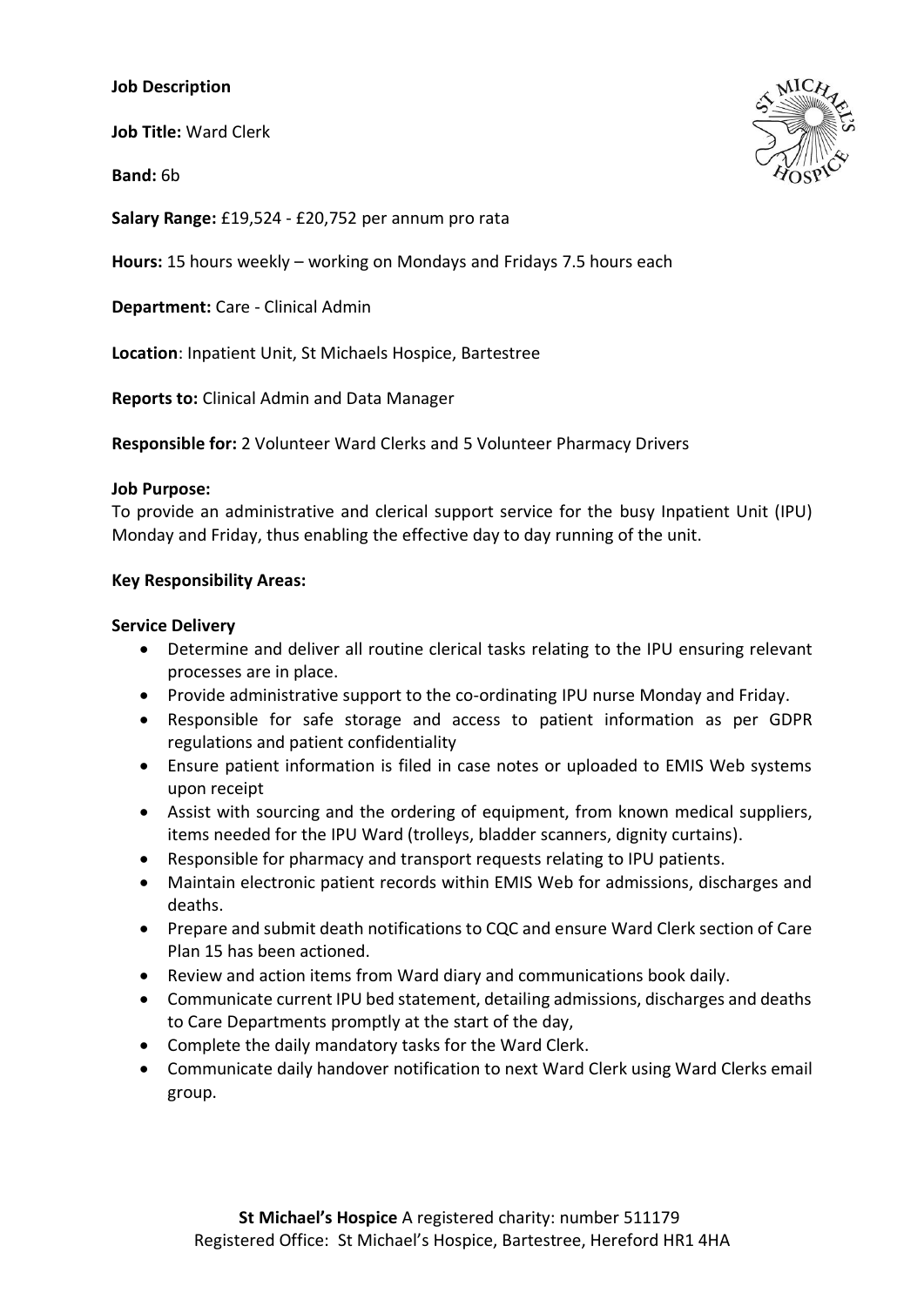**Job Description**

**Job Title:** Ward Clerk

**Band:** 6b

**Salary Range:** £19,524 - £20,752 per annum pro rata

**Hours:** 15 hours weekly – working on Mondays and Fridays 7.5 hours each

**Department:** Care - Clinical Admin

**Location**: Inpatient Unit, St Michaels Hospice, Bartestree

**Reports to:** Clinical Admin and Data Manager

**Responsible for:** 2 Volunteer Ward Clerks and 5 Volunteer Pharmacy Drivers

**Job Purpose:**
To provide an administrative and clerical support service for the busy Inpatient Unit (IPU) Monday and Friday, thus enabling the effective day to day running of the unit.

**Key Responsibility Areas:**

**Service Delivery**

- Determine and deliver all routine clerical tasks relating to the IPU ensuring relevant processes are in place.
- Provide administrative support to the co-ordinating IPU nurse Monday and Friday.
- Responsible for safe storage and access to patient information as per GDPR regulations and patient confidentiality
- Ensure patient information is filed in case notes or uploaded to EMIS Web systems upon receipt
- Assist with sourcing and the ordering of equipment, from known medical suppliers, items needed for the IPU Ward (trolleys, bladder scanners, dignity curtains).
- Responsible for pharmacy and transport requests relating to IPU patients.
- Maintain electronic patient records within EMIS Web for admissions, discharges and deaths.
- Prepare and submit death notifications to CQC and ensure Ward Clerk section of Care Plan 15 has been actioned.
- Review and action items from Ward diary and communications book daily.
- Communicate current IPU bed statement, detailing admissions, discharges and deaths to Care Departments promptly at the start of the day,
- Complete the daily mandatory tasks for the Ward Clerk.
- Communicate daily handover notification to next Ward Clerk using Ward Clerks email group.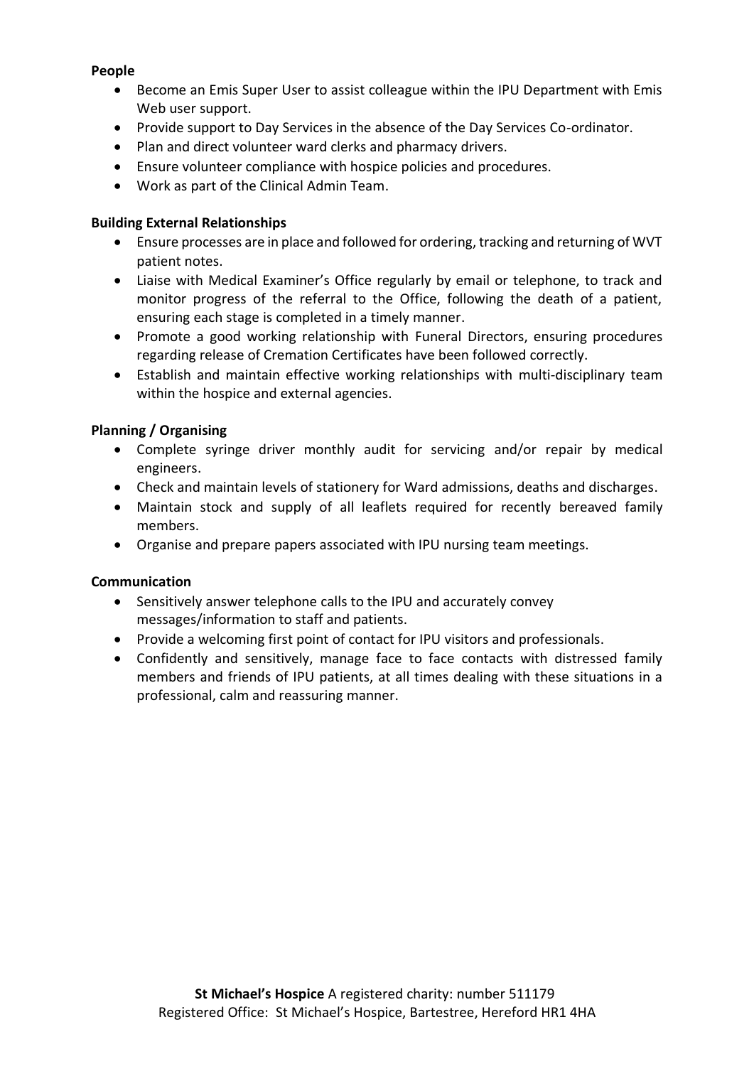**People**

- Become an Emis Super User to assist colleague within the IPU Department with Emis Web user support.
- Provide support to Day Services in the absence of the Day Services Co-ordinator.
- Plan and direct volunteer ward clerks and pharmacy drivers.
- Ensure volunteer compliance with hospice policies and procedures.
- Work as part of the Clinical Admin Team.

**Building External Relationships**

- Ensure processes are in place and followed for ordering, tracking and returning of WVT patient notes.
- Liaise with Medical Examiner's Office regularly by email or telephone, to track and monitor progress of the referral to the Office, following the death of a patient, ensuring each stage is completed in a timely manner.
- Promote a good working relationship with Funeral Directors, ensuring procedures regarding release of Cremation Certificates have been followed correctly.
- Establish and maintain effective working relationships with multi-disciplinary team within the hospice and external agencies.

**Planning / Organising**

- Complete syringe driver monthly audit for servicing and/or repair by medical engineers.
- Check and maintain levels of stationery for Ward admissions, deaths and discharges.
- Maintain stock and supply of all leaflets required for recently bereaved family members.
- Organise and prepare papers associated with IPU nursing team meetings.

**Communication**

- Sensitively answer telephone calls to the IPU and accurately convey messages/information to staff and patients.
- Provide a welcoming first point of contact for IPU visitors and professionals.
- Confidently and sensitively, manage face to face contacts with distressed family members and friends of IPU patients, at all times dealing with these situations in a professional, calm and reassuring manner.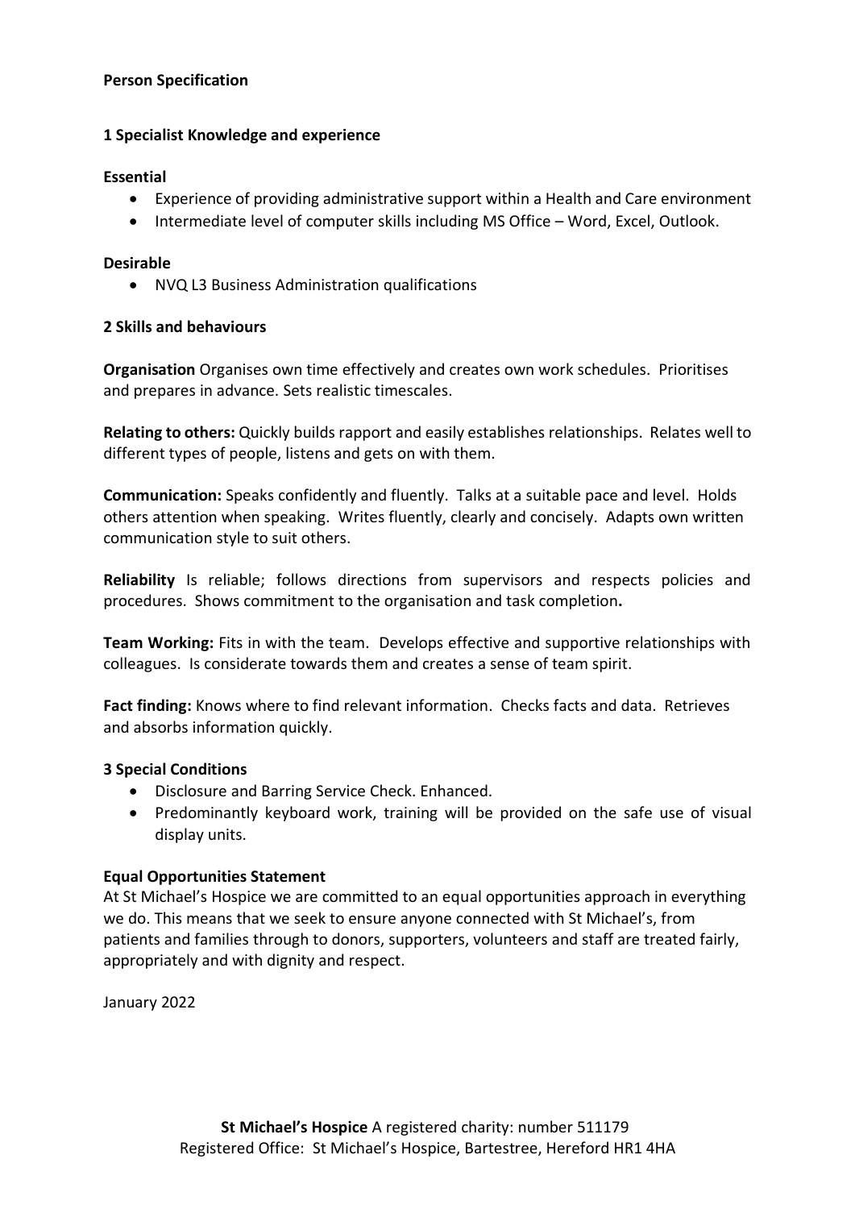**Person Specification**

**1 Specialist Knowledge and experience**

**Essential**

- Experience of providing administrative support within a Health and Care environment
- Intermediate level of computer skills including MS Office – Word, Excel, Outlook.

**Desirable**

- NVQ L3 Business Administration qualifications

**2 Skills and behaviours**

**Organisation** Organises own time effectively and creates own work schedules. Prioritises and prepares in advance. Sets realistic timescales.

**Relating to others:** Quickly builds rapport and easily establishes relationships. Relates well to different types of people, listens and gets on with them.

**Communication:** Speaks confidently and fluently. Talks at a suitable pace and level. Holds others attention when speaking. Writes fluently, clearly and concisely. Adapts own written communication style to suit others.

**Reliability** Is reliable; follows directions from supervisors and respects policies and procedures. Shows commitment to the organisation and task completion**.**

**Team Working:** Fits in with the team. Develops effective and supportive relationships with colleagues. Is considerate towards them and creates a sense of team spirit.

**Fact finding:** Knows where to find relevant information. Checks facts and data. Retrieves and absorbs information quickly.

**3 Special Conditions**

- Disclosure and Barring Service Check. Enhanced.
- Predominantly keyboard work, training will be provided on the safe use of visual display units.

**Equal Opportunities Statement**

At St Michael's Hospice we are committed to an equal opportunities approach in everything we do. This means that we seek to ensure anyone connected with St Michael's, from patients and families through to donors, supporters, volunteers and staff are treated fairly, appropriately and with dignity and respect.

January 2022

**St Michael's Hospice** A registered charity: number 511179
Registered Office: St Michael's Hospice, Bartestree, Hereford HR1 4HA